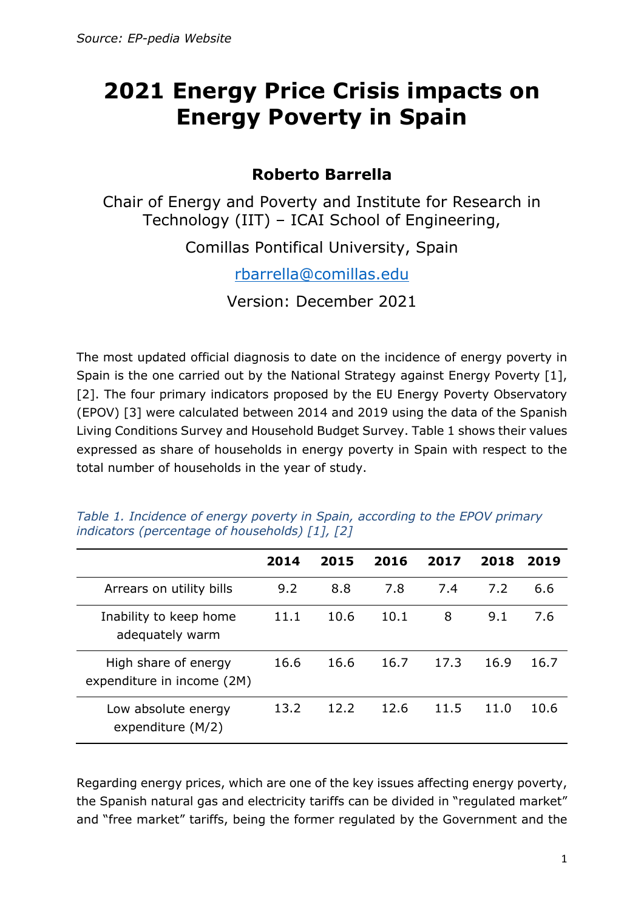*Source: EP-pedia Website*

# 2021 Energy Price Crisis impacts on Energy Poverty in Spain

**Roberto Barrella**

Chair of Energy and Poverty and Institute for Research in Technology (IIT) – ICAI School of Engineering,

Comillas Pontifical University, Spain

rbarrella@comillas.edu

Version: December 2021

The most updated official diagnosis to date on the incidence of energy poverty in Spain is the one carried out by the National Strategy against Energy Poverty [1], [2]. The four primary indicators proposed by the EU Energy Poverty Observatory (EPOV) [3] were calculated between 2014 and 2019 using the data of the Spanish Living Conditions Survey and Household Budget Survey. Table 1 shows their values expressed as share of households in energy poverty in Spain with respect to the total number of households in the year of study.

*Table 1. Incidence of energy poverty in Spain, according to the EPOV primary indicators (percentage of households) [1], [2]*

| | 2014 | 2015 | 2016 | 2017 | 2018 | 2019 |
|---|---|---|---|---|---|---|
| Arrears on utility bills | 9.2 | 8.8 | 7.8 | 7.4 | 7.2 | 6.6 |
| Inability to keep home adequately warm | 11.1 | 10.6 | 10.1 | 8 | 9.1 | 7.6 |
| High share of energy expenditure in income (2M) | 16.6 | 16.6 | 16.7 | 17.3 | 16.9 | 16.7 |
| Low absolute energy expenditure (M/2) | 13.2 | 12.2 | 12.6 | 11.5 | 11.0 | 10.6 |

Regarding energy prices, which are one of the key issues affecting energy poverty, the Spanish natural gas and electricity tariffs can be divided in "regulated market" and "free market" tariffs, being the former regulated by the Government and the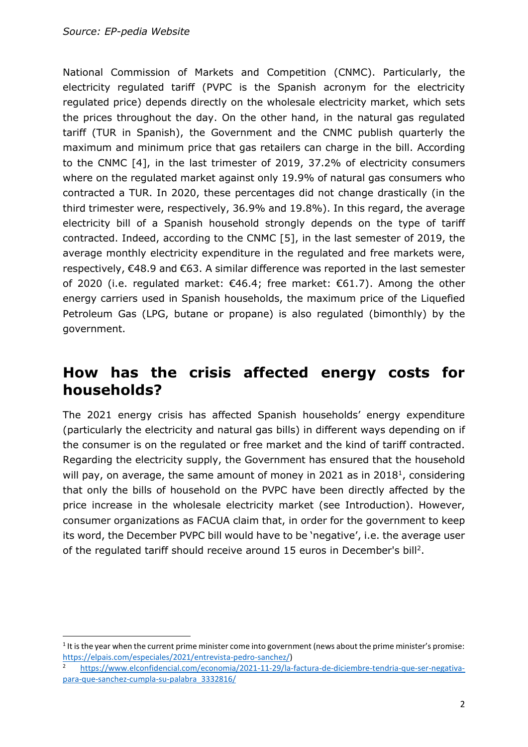*Source: EP-pedia Website*

National Commission of Markets and Competition (CNMC). Particularly, the electricity regulated tariff (PVPC is the Spanish acronym for the electricity regulated price) depends directly on the wholesale electricity market, which sets the prices throughout the day. On the other hand, in the natural gas regulated tariff (TUR in Spanish), the Government and the CNMC publish quarterly the maximum and minimum price that gas retailers can charge in the bill. According to the CNMC [4], in the last trimester of 2019, 37.2% of electricity consumers where on the regulated market against only 19.9% of natural gas consumers who contracted a TUR. In 2020, these percentages did not change drastically (in the third trimester were, respectively, 36.9% and 19.8%). In this regard, the average electricity bill of a Spanish household strongly depends on the type of tariff contracted. Indeed, according to the CNMC [5], in the last semester of 2019, the average monthly electricity expenditure in the regulated and free markets were, respectively, €48.9 and €63. A similar difference was reported in the last semester of 2020 (i.e. regulated market: €46.4; free market: €61.7). Among the other energy carriers used in Spanish households, the maximum price of the Liquefied Petroleum Gas (LPG, butane or propane) is also regulated (bimonthly) by the government.

## How has the crisis affected energy costs for households?

The 2021 energy crisis has affected Spanish households' energy expenditure (particularly the electricity and natural gas bills) in different ways depending on if the consumer is on the regulated or free market and the kind of tariff contracted. Regarding the electricity supply, the Government has ensured that the household will pay, on average, the same amount of money in 2021 as in 2018[1], considering that only the bills of household on the PVPC have been directly affected by the price increase in the wholesale electricity market (see Introduction). However, consumer organizations as FACUA claim that, in order for the government to keep its word, the December PVPC bill would have to be 'negative', i.e. the average user of the regulated tariff should receive around 15 euros in December's bill[2].

---

[1] It is the year when the current prime minister come into government (news about the prime minister's promise: https://elpais.com/especiales/2021/entrevista-pedro-sanchez/)

[2] https://www.elconfidencial.com/economia/2021-11-29/la-factura-de-diciembre-tendria-que-ser-negativa-para-que-sanchez-cumpla-su-palabra_3332816/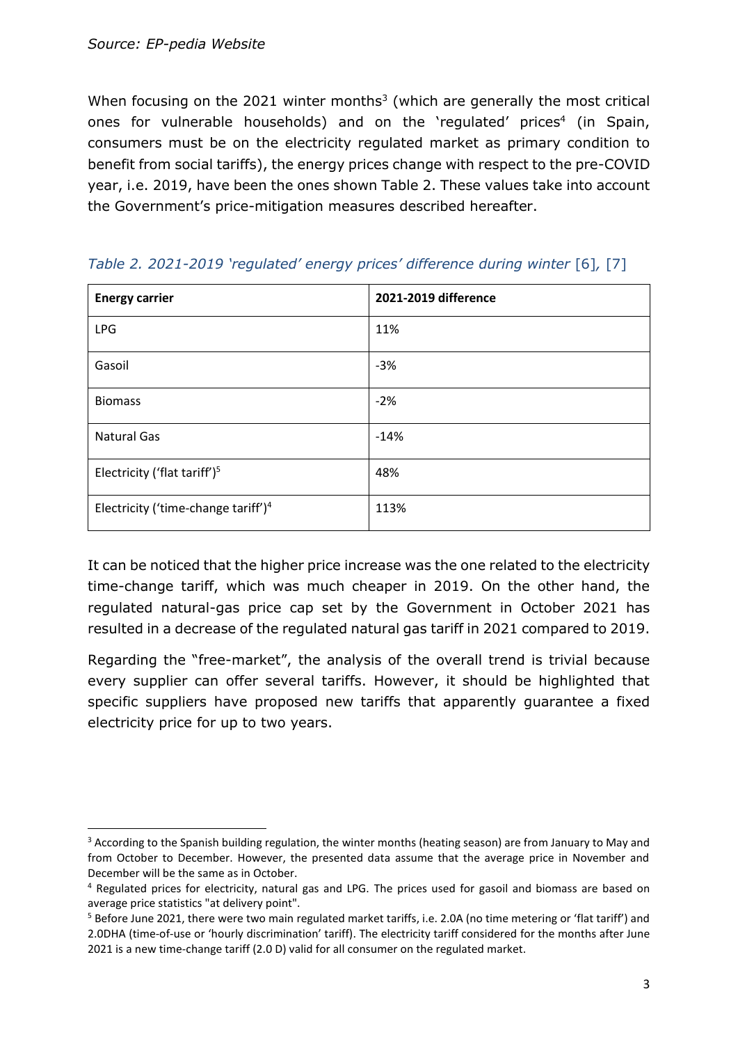*Source: EP-pedia Website*

When focusing on the 2021 winter months[3] (which are generally the most critical ones for vulnerable households) and on the 'regulated' prices[4] (in Spain, consumers must be on the electricity regulated market as primary condition to benefit from social tariffs), the energy prices change with respect to the pre-COVID year, i.e. 2019, have been the ones shown Table 2. These values take into account the Government's price-mitigation measures described hereafter.

*Table 2. 2021-2019 'regulated' energy prices' difference during winter* [6], [7]

| **Energy carrier** | **2021-2019 difference** |
|---|---|
| LPG | 11% |
| Gasoil | -3% |
| Biomass | -2% |
| Natural Gas | -14% |
| Electricity ('flat tariff')[5] | 48% |
| Electricity ('time-change tariff')[4] | 113% |

It can be noticed that the higher price increase was the one related to the electricity time-change tariff, which was much cheaper in 2019. On the other hand, the regulated natural-gas price cap set by the Government in October 2021 has resulted in a decrease of the regulated natural gas tariff in 2021 compared to 2019.

Regarding the "free-market", the analysis of the overall trend is trivial because every supplier can offer several tariffs. However, it should be highlighted that specific suppliers have proposed new tariffs that apparently guarantee a fixed electricity price for up to two years.

---

[3] According to the Spanish building regulation, the winter months (heating season) are from January to May and from October to December. However, the presented data assume that the average price in November and December will be the same as in October.

[4] Regulated prices for electricity, natural gas and LPG. The prices used for gasoil and biomass are based on average price statistics "at delivery point".

[5] Before June 2021, there were two main regulated market tariffs, i.e. 2.0A (no time metering or 'flat tariff') and 2.0DHA (time-of-use or 'hourly discrimination' tariff). The electricity tariff considered for the months after June 2021 is a new time-change tariff (2.0 D) valid for all consumer on the regulated market.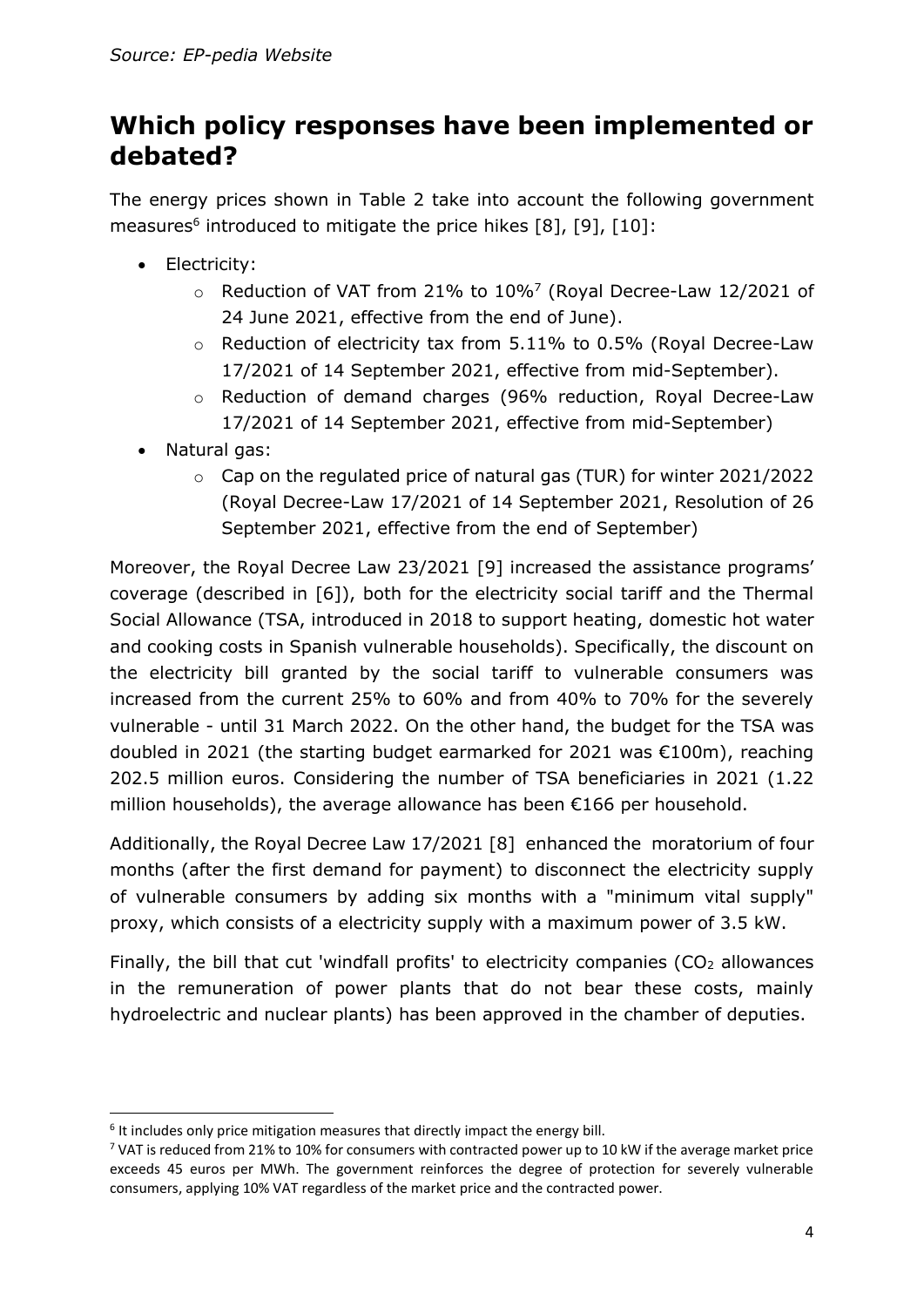*Source: EP-pedia Website*

## Which policy responses have been implemented or debated?

The energy prices shown in Table 2 take into account the following government measures[6] introduced to mitigate the price hikes [8], [9], [10]:

- Electricity:
  - Reduction of VAT from 21% to 10%[7] (Royal Decree-Law 12/2021 of 24 June 2021, effective from the end of June).
  - Reduction of electricity tax from 5.11% to 0.5% (Royal Decree-Law 17/2021 of 14 September 2021, effective from mid-September).
  - Reduction of demand charges (96% reduction, Royal Decree-Law 17/2021 of 14 September 2021, effective from mid-September)
- Natural gas:
  - Cap on the regulated price of natural gas (TUR) for winter 2021/2022 (Royal Decree-Law 17/2021 of 14 September 2021, Resolution of 26 September 2021, effective from the end of September)

Moreover, the Royal Decree Law 23/2021 [9] increased the assistance programs' coverage (described in [6]), both for the electricity social tariff and the Thermal Social Allowance (TSA, introduced in 2018 to support heating, domestic hot water and cooking costs in Spanish vulnerable households). Specifically, the discount on the electricity bill granted by the social tariff to vulnerable consumers was increased from the current 25% to 60% and from 40% to 70% for the severely vulnerable - until 31 March 2022. On the other hand, the budget for the TSA was doubled in 2021 (the starting budget earmarked for 2021 was €100m), reaching 202.5 million euros. Considering the number of TSA beneficiaries in 2021 (1.22 million households), the average allowance has been €166 per household.

Additionally, the Royal Decree Law 17/2021 [8] enhanced the moratorium of four months (after the first demand for payment) to disconnect the electricity supply of vulnerable consumers by adding six months with a "minimum vital supply" proxy, which consists of a electricity supply with a maximum power of 3.5 kW.

Finally, the bill that cut 'windfall profits' to electricity companies ($CO_2$ allowances in the remuneration of power plants that do not bear these costs, mainly hydroelectric and nuclear plants) has been approved in the chamber of deputies.

---

[6] It includes only price mitigation measures that directly impact the energy bill.

[7] VAT is reduced from 21% to 10% for consumers with contracted power up to 10 kW if the average market price exceeds 45 euros per MWh. The government reinforces the degree of protection for severely vulnerable consumers, applying 10% VAT regardless of the market price and the contracted power.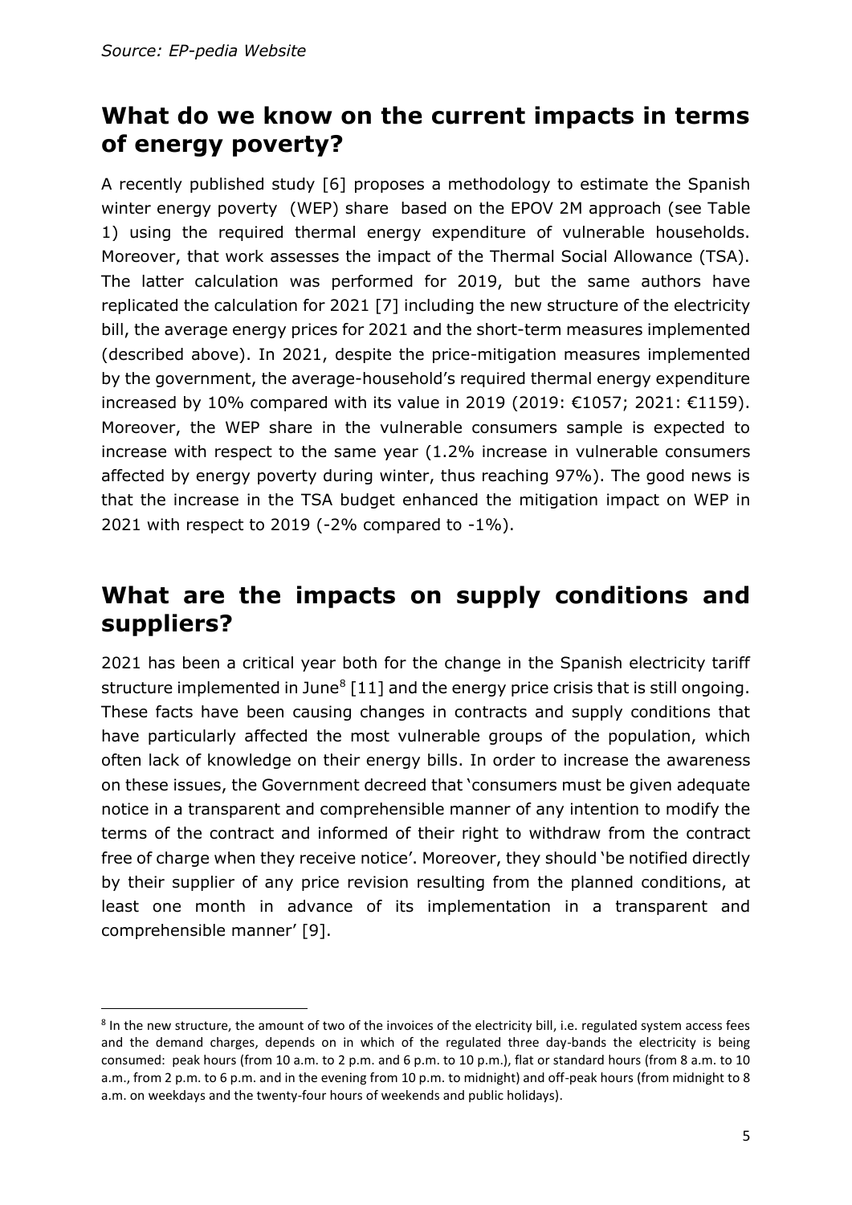*Source: EP-pedia Website*

## What do we know on the current impacts in terms of energy poverty?

A recently published study [6] proposes a methodology to estimate the Spanish winter energy poverty (WEP) share based on the EPOV 2M approach (see Table 1) using the required thermal energy expenditure of vulnerable households. Moreover, that work assesses the impact of the Thermal Social Allowance (TSA). The latter calculation was performed for 2019, but the same authors have replicated the calculation for 2021 [7] including the new structure of the electricity bill, the average energy prices for 2021 and the short-term measures implemented (described above). In 2021, despite the price-mitigation measures implemented by the government, the average-household's required thermal energy expenditure increased by 10% compared with its value in 2019 (2019: €1057; 2021: €1159). Moreover, the WEP share in the vulnerable consumers sample is expected to increase with respect to the same year (1.2% increase in vulnerable consumers affected by energy poverty during winter, thus reaching 97%). The good news is that the increase in the TSA budget enhanced the mitigation impact on WEP in 2021 with respect to 2019 (-2% compared to -1%).

## What are the impacts on supply conditions and suppliers?

2021 has been a critical year both for the change in the Spanish electricity tariff structure implemented in June[8] [11] and the energy price crisis that is still ongoing. These facts have been causing changes in contracts and supply conditions that have particularly affected the most vulnerable groups of the population, which often lack of knowledge on their energy bills. In order to increase the awareness on these issues, the Government decreed that 'consumers must be given adequate notice in a transparent and comprehensible manner of any intention to modify the terms of the contract and informed of their right to withdraw from the contract free of charge when they receive notice'. Moreover, they should 'be notified directly by their supplier of any price revision resulting from the planned conditions, at least one month in advance of its implementation in a transparent and comprehensible manner' [9].

[8] In the new structure, the amount of two of the invoices of the electricity bill, i.e. regulated system access fees and the demand charges, depends on in which of the regulated three day-bands the electricity is being consumed: peak hours (from 10 a.m. to 2 p.m. and 6 p.m. to 10 p.m.), flat or standard hours (from 8 a.m. to 10 a.m., from 2 p.m. to 6 p.m. and in the evening from 10 p.m. to midnight) and off-peak hours (from midnight to 8 a.m. on weekdays and the twenty-four hours of weekends and public holidays).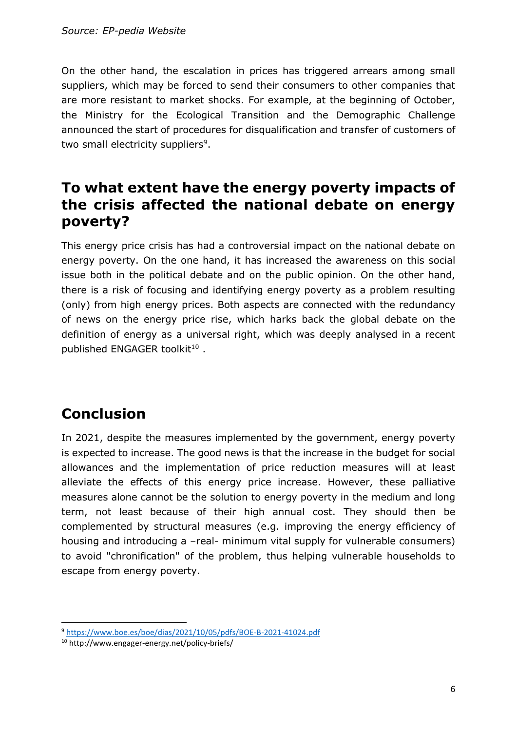*Source: EP-pedia Website*

On the other hand, the escalation in prices has triggered arrears among small suppliers, which may be forced to send their consumers to other companies that are more resistant to market shocks. For example, at the beginning of October, the Ministry for the Ecological Transition and the Demographic Challenge announced the start of procedures for disqualification and transfer of customers of two small electricity suppliers[9].

## To what extent have the energy poverty impacts of the crisis affected the national debate on energy poverty?

This energy price crisis has had a controversial impact on the national debate on energy poverty. On the one hand, it has increased the awareness on this social issue both in the political debate and on the public opinion. On the other hand, there is a risk of focusing and identifying energy poverty as a problem resulting (only) from high energy prices. Both aspects are connected with the redundancy of news on the energy price rise, which harks back the global debate on the definition of energy as a universal right, which was deeply analysed in a recent published ENGAGER toolkit[10] .

## Conclusion

In 2021, despite the measures implemented by the government, energy poverty is expected to increase. The good news is that the increase in the budget for social allowances and the implementation of price reduction measures will at least alleviate the effects of this energy price increase. However, these palliative measures alone cannot be the solution to energy poverty in the medium and long term, not least because of their high annual cost. They should then be complemented by structural measures (e.g. improving the energy efficiency of housing and introducing a –real- minimum vital supply for vulnerable consumers) to avoid "chronification" of the problem, thus helping vulnerable households to escape from energy poverty.

---

[9] https://www.boe.es/boe/dias/2021/10/05/pdfs/BOE-B-2021-41024.pdf

[10] http://www.engager-energy.net/policy-briefs/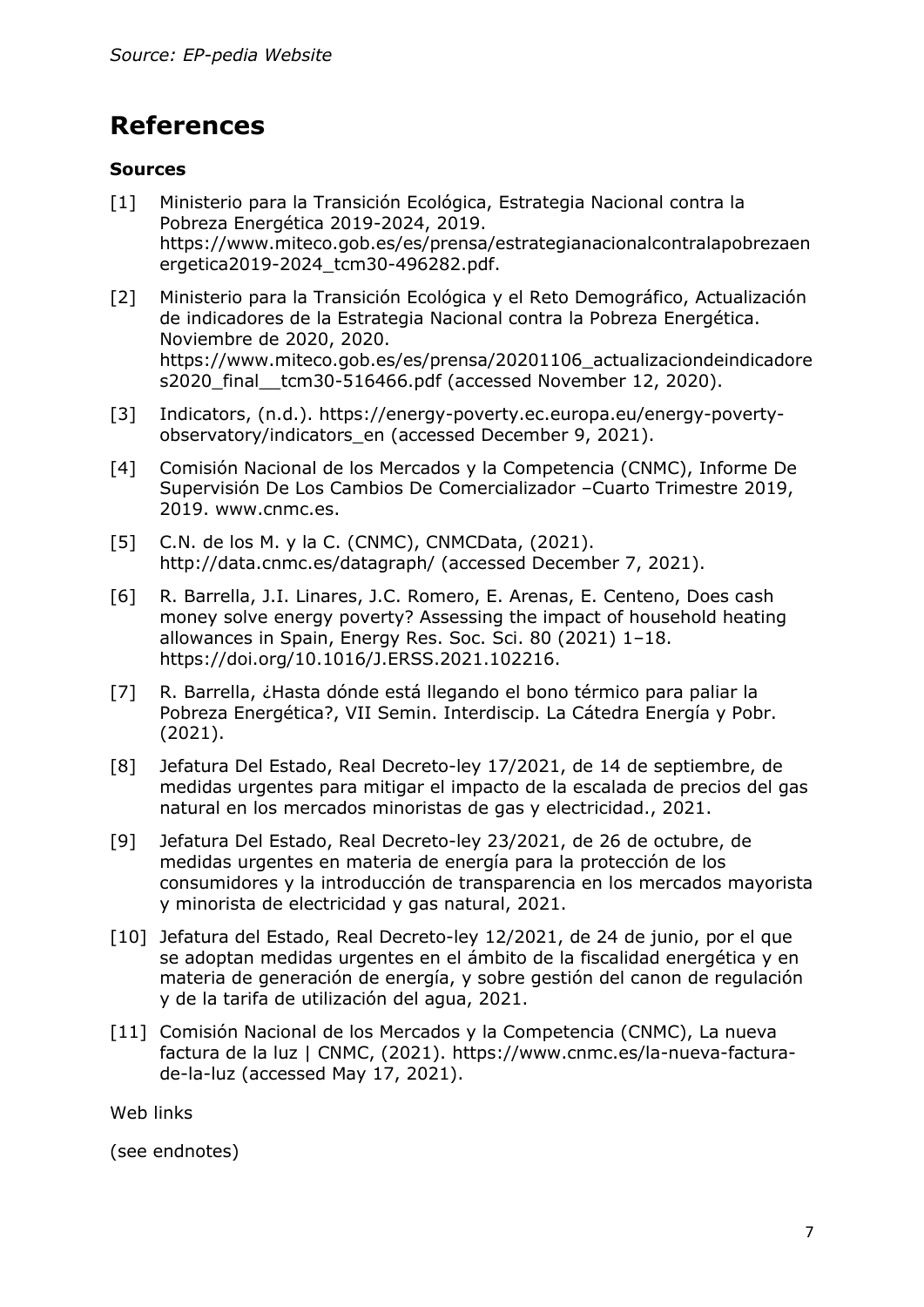*Source: EP-pedia Website*

# References

**Sources**

[1] Ministerio para la Transición Ecológica, Estrategia Nacional contra la Pobreza Energética 2019-2024, 2019. https://www.miteco.gob.es/es/prensa/estrategianacionalcontralapobrezaenergetica2019-2024_tcm30-496282.pdf.

[2] Ministerio para la Transición Ecológica y el Reto Demográfico, Actualización de indicadores de la Estrategia Nacional contra la Pobreza Energética. Noviembre de 2020, 2020. https://www.miteco.gob.es/es/prensa/20201106_actualizaciondeindicadores2020_final__tcm30-516466.pdf (accessed November 12, 2020).

[3] Indicators, (n.d.). https://energy-poverty.ec.europa.eu/energy-poverty-observatory/indicators_en (accessed December 9, 2021).

[4] Comisión Nacional de los Mercados y la Competencia (CNMC), Informe De Supervisión De Los Cambios De Comercializador –Cuarto Trimestre 2019, 2019. www.cnmc.es.

[5] C.N. de los M. y la C. (CNMC), CNMCData, (2021). http://data.cnmc.es/datagraph/ (accessed December 7, 2021).

[6] R. Barrella, J.I. Linares, J.C. Romero, E. Arenas, E. Centeno, Does cash money solve energy poverty? Assessing the impact of household heating allowances in Spain, Energy Res. Soc. Sci. 80 (2021) 1–18. https://doi.org/10.1016/J.ERSS.2021.102216.

[7] R. Barrella, ¿Hasta dónde está llegando el bono térmico para paliar la Pobreza Energética?, VII Semin. Interdiscip. La Cátedra Energía y Pobr. (2021).

[8] Jefatura Del Estado, Real Decreto-ley 17/2021, de 14 de septiembre, de medidas urgentes para mitigar el impacto de la escalada de precios del gas natural en los mercados minoristas de gas y electricidad., 2021.

[9] Jefatura Del Estado, Real Decreto-ley 23/2021, de 26 de octubre, de medidas urgentes en materia de energía para la protección de los consumidores y la introducción de transparencia en los mercados mayorista y minorista de electricidad y gas natural, 2021.

[10] Jefatura del Estado, Real Decreto-ley 12/2021, de 24 de junio, por el que se adoptan medidas urgentes en el ámbito de la fiscalidad energética y en materia de generación de energía, y sobre gestión del canon de regulación y de la tarifa de utilización del agua, 2021.

[11] Comisión Nacional de los Mercados y la Competencia (CNMC), La nueva factura de la luz | CNMC, (2021). https://www.cnmc.es/la-nueva-factura-de-la-luz (accessed May 17, 2021).

Web links

(see endnotes)